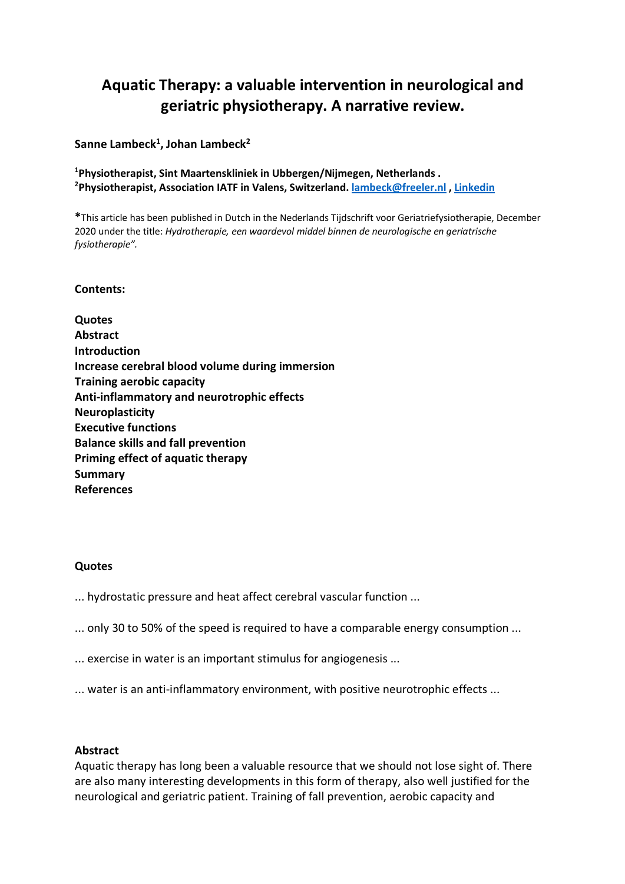# Aquatic Therapy: a valuable intervention in neurological and geriatric physiotherapy. A narrative review.

**Sanne Lambeck[1], Johan Lambeck[2]**

**[1]Physiotherapist, Sint Maartenskliniek in Ubbergen/Nijmegen, Netherlands .**
**[2]Physiotherapist, Association IATF in Valens, Switzerland. [lambeck@freeler.nl](mailto:lambeck@freeler.nl) , Linkedin**

**\***This article has been published in Dutch in the Nederlands Tijdschrift voor Geriatriefysiotherapie, December 2020 under the title: *Hydrotherapie, een waardevol middel binnen de neurologische en geriatrische fysiotherapie".*

**Contents:**

**Quotes**
**Abstract**
**Introduction**
**Increase cerebral blood volume during immersion**
**Training aerobic capacity**
**Anti-inflammatory and neurotrophic effects**
**Neuroplasticity**
**Executive functions**
**Balance skills and fall prevention**
**Priming effect of aquatic therapy**
**Summary**
**References**

## Quotes

... hydrostatic pressure and heat affect cerebral vascular function ...

... only 30 to 50% of the speed is required to have a comparable energy consumption ...

... exercise in water is an important stimulus for angiogenesis ...

... water is an anti-inflammatory environment, with positive neurotrophic effects ...

## Abstract

Aquatic therapy has long been a valuable resource that we should not lose sight of. There are also many interesting developments in this form of therapy, also well justified for the neurological and geriatric patient. Training of fall prevention, aerobic capacity and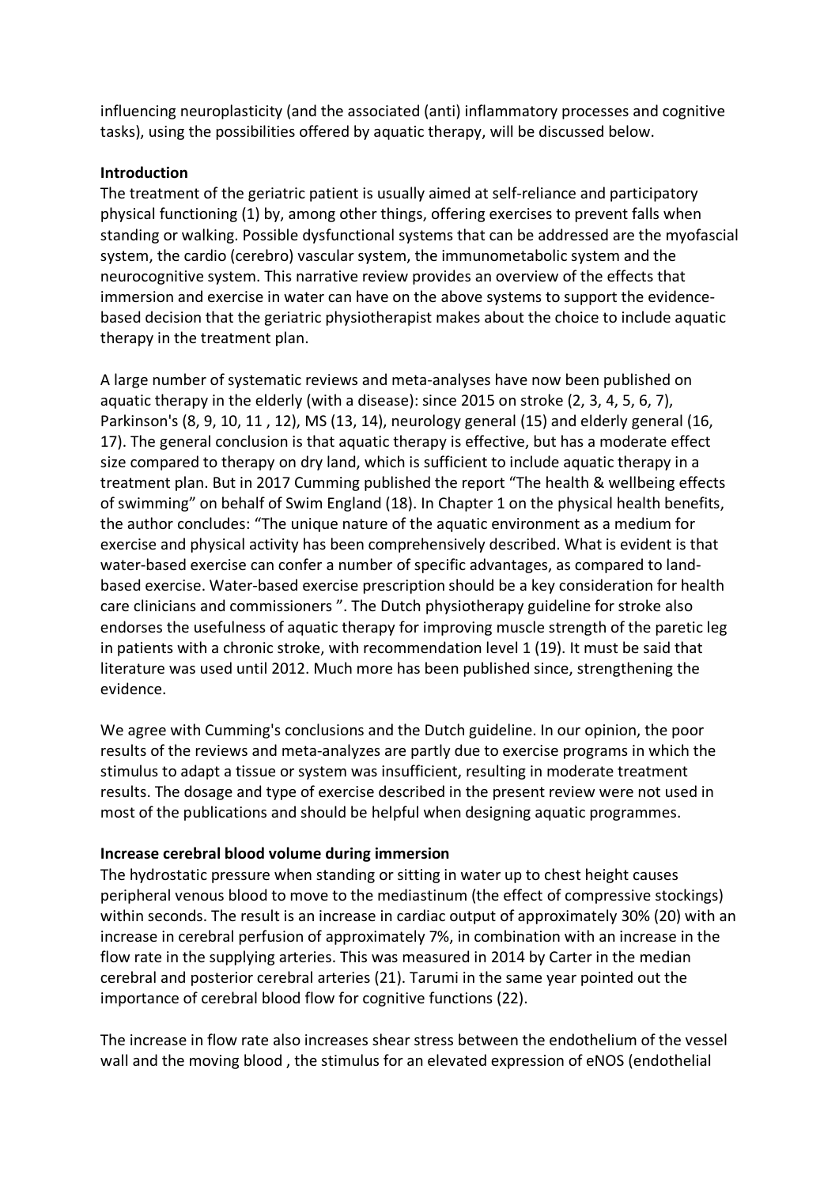influencing neuroplasticity (and the associated (anti) inflammatory processes and cognitive tasks), using the possibilities offered by aquatic therapy, will be discussed below.

**Introduction**

The treatment of the geriatric patient is usually aimed at self-reliance and participatory physical functioning (1) by, among other things, offering exercises to prevent falls when standing or walking. Possible dysfunctional systems that can be addressed are the myofascial system, the cardio (cerebro) vascular system, the immunometabolic system and the neurocognitive system. This narrative review provides an overview of the effects that immersion and exercise in water can have on the above systems to support the evidence-based decision that the geriatric physiotherapist makes about the choice to include aquatic therapy in the treatment plan.

A large number of systematic reviews and meta-analyses have now been published on aquatic therapy in the elderly (with a disease): since 2015 on stroke (2, 3, 4, 5, 6, 7), Parkinson's (8, 9, 10, 11 , 12), MS (13, 14), neurology general (15) and elderly general (16, 17). The general conclusion is that aquatic therapy is effective, but has a moderate effect size compared to therapy on dry land, which is sufficient to include aquatic therapy in a treatment plan. But in 2017 Cumming published the report "The health & wellbeing effects of swimming" on behalf of Swim England (18). In Chapter 1 on the physical health benefits, the author concludes: "The unique nature of the aquatic environment as a medium for exercise and physical activity has been comprehensively described. What is evident is that water-based exercise can confer a number of specific advantages, as compared to land-based exercise. Water-based exercise prescription should be a key consideration for health care clinicians and commissioners ". The Dutch physiotherapy guideline for stroke also endorses the usefulness of aquatic therapy for improving muscle strength of the paretic leg in patients with a chronic stroke, with recommendation level 1 (19). It must be said that literature was used until 2012. Much more has been published since, strengthening the evidence.

We agree with Cumming's conclusions and the Dutch guideline. In our opinion, the poor results of the reviews and meta-analyzes are partly due to exercise programs in which the stimulus to adapt a tissue or system was insufficient, resulting in moderate treatment results. The dosage and type of exercise described in the present review were not used in most of the publications and should be helpful when designing aquatic programmes.

**Increase cerebral blood volume during immersion**

The hydrostatic pressure when standing or sitting in water up to chest height causes peripheral venous blood to move to the mediastinum (the effect of compressive stockings) within seconds. The result is an increase in cardiac output of approximately 30% (20) with an increase in cerebral perfusion of approximately 7%, in combination with an increase in the flow rate in the supplying arteries. This was measured in 2014 by Carter in the median cerebral and posterior cerebral arteries (21). Tarumi in the same year pointed out the importance of cerebral blood flow for cognitive functions (22).

The increase in flow rate also increases shear stress between the endothelium of the vessel wall and the moving blood , the stimulus for an elevated expression of eNOS (endothelial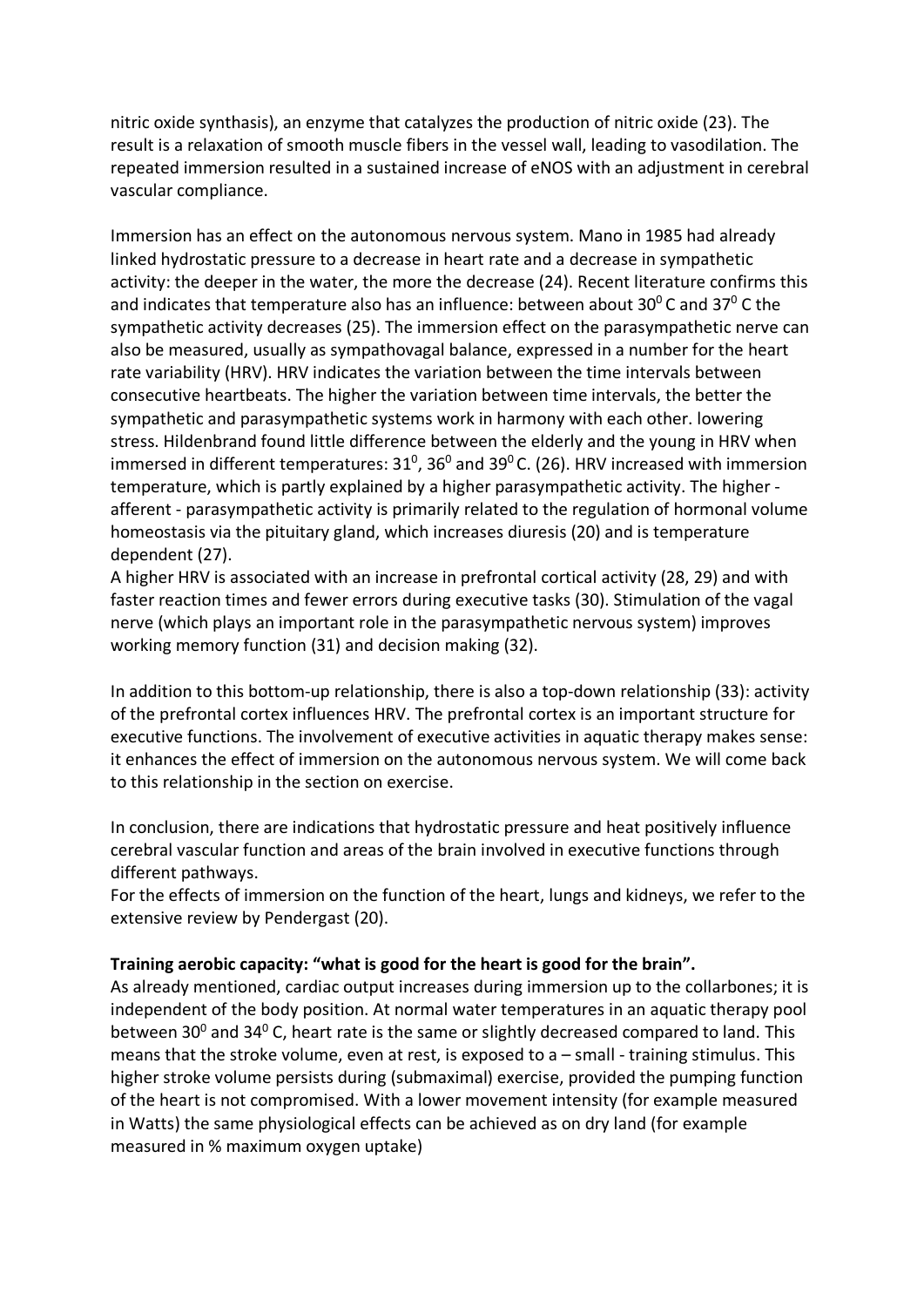nitric oxide synthasis), an enzyme that catalyzes the production of nitric oxide (23). The result is a relaxation of smooth muscle fibers in the vessel wall, leading to vasodilation. The repeated immersion resulted in a sustained increase of eNOS with an adjustment in cerebral vascular compliance.

Immersion has an effect on the autonomous nervous system. Mano in 1985 had already linked hydrostatic pressure to a decrease in heart rate and a decrease in sympathetic activity: the deeper in the water, the more the decrease (24). Recent literature confirms this and indicates that temperature also has an influence: between about $30^0$ C and $37^0$ C the sympathetic activity decreases (25). The immersion effect on the parasympathetic nerve can also be measured, usually as sympathovagal balance, expressed in a number for the heart rate variability (HRV). HRV indicates the variation between the time intervals between consecutive heartbeats. The higher the variation between time intervals, the better the sympathetic and parasympathetic systems work in harmony with each other. lowering stress. Hildenbrand found little difference between the elderly and the young in HRV when immersed in different temperatures: $31^0$, $36^0$ and $39^0$ C. (26). HRV increased with immersion temperature, which is partly explained by a higher parasympathetic activity. The higher - afferent - parasympathetic activity is primarily related to the regulation of hormonal volume homeostasis via the pituitary gland, which increases diuresis (20) and is temperature dependent (27).

A higher HRV is associated with an increase in prefrontal cortical activity (28, 29) and with faster reaction times and fewer errors during executive tasks (30). Stimulation of the vagal nerve (which plays an important role in the parasympathetic nervous system) improves working memory function (31) and decision making (32).

In addition to this bottom-up relationship, there is also a top-down relationship (33): activity of the prefrontal cortex influences HRV. The prefrontal cortex is an important structure for executive functions. The involvement of executive activities in aquatic therapy makes sense: it enhances the effect of immersion on the autonomous nervous system. We will come back to this relationship in the section on exercise.

In conclusion, there are indications that hydrostatic pressure and heat positively influence cerebral vascular function and areas of the brain involved in executive functions through different pathways.

For the effects of immersion on the function of the heart, lungs and kidneys, we refer to the extensive review by Pendergast (20).

**Training aerobic capacity: "what is good for the heart is good for the brain".**

As already mentioned, cardiac output increases during immersion up to the collarbones; it is independent of the body position. At normal water temperatures in an aquatic therapy pool between $30^0$ and $34^0$ C, heart rate is the same or slightly decreased compared to land. This means that the stroke volume, even at rest, is exposed to a – small - training stimulus. This higher stroke volume persists during (submaximal) exercise, provided the pumping function of the heart is not compromised. With a lower movement intensity (for example measured in Watts) the same physiological effects can be achieved as on dry land (for example measured in % maximum oxygen uptake)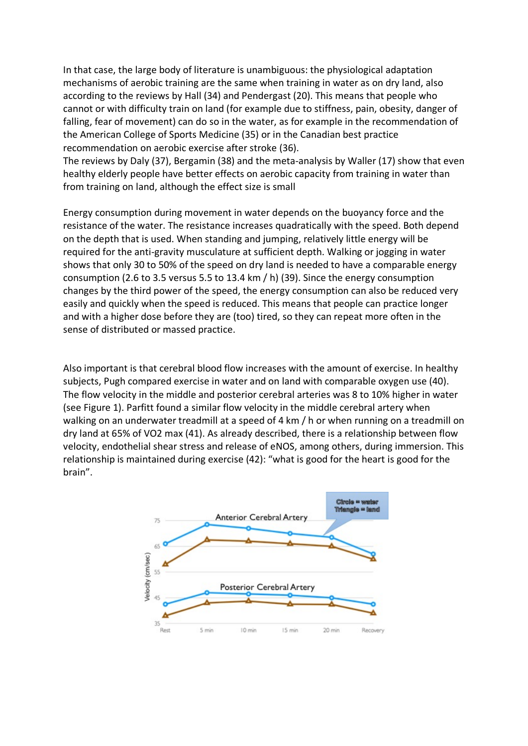In that case, the large body of literature is unambiguous: the physiological adaptation mechanisms of aerobic training are the same when training in water as on dry land, also according to the reviews by Hall (34) and Pendergast (20). This means that people who cannot or with difficulty train on land (for example due to stiffness, pain, obesity, danger of falling, fear of movement) can do so in the water, as for example in the recommendation of the American College of Sports Medicine (35) or in the Canadian best practice recommendation on aerobic exercise after stroke (36).
The reviews by Daly (37), Bergamin (38) and the meta-analysis by Waller (17) show that even healthy elderly people have better effects on aerobic capacity from training in water than from training on land, although the effect size is small

Energy consumption during movement in water depends on the buoyancy force and the resistance of the water. The resistance increases quadratically with the speed. Both depend on the depth that is used. When standing and jumping, relatively little energy will be required for the anti-gravity musculature at sufficient depth. Walking or jogging in water shows that only 30 to 50% of the speed on dry land is needed to have a comparable energy consumption (2.6 to 3.5 versus 5.5 to 13.4 km / h) (39). Since the energy consumption changes by the third power of the speed, the energy consumption can also be reduced very easily and quickly when the speed is reduced. This means that people can practice longer and with a higher dose before they are (too) tired, so they can repeat more often in the sense of distributed or massed practice.

Also important is that cerebral blood flow increases with the amount of exercise. In healthy subjects, Pugh compared exercise in water and on land with comparable oxygen use (40). The flow velocity in the middle and posterior cerebral arteries was 8 to 10% higher in water (see Figure 1). Parfitt found a similar flow velocity in the middle cerebral artery when walking on an underwater treadmill at a speed of 4 km / h or when running on a treadmill on dry land at 65% of VO2 max (41). As already described, there is a relationship between flow velocity, endothelial shear stress and release of eNOS, among others, during immersion. This relationship is maintained during exercise (42): "what is good for the heart is good for the brain".

Circle = water
Triangle = land

Anterior Cerebral Artery

Posterior Cerebral Artery

Velocity (cm/sec)

75
65
55
45
35

Rest
5 min
10 min
15 min
20 min
Recovery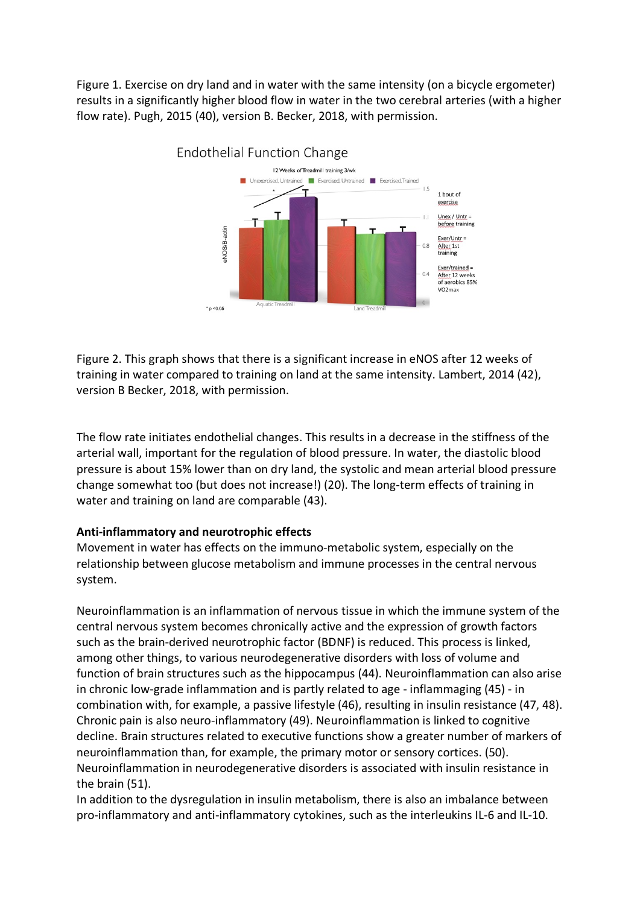Figure 1. Exercise on dry land and in water with the same intensity (on a bicycle ergometer) results in a significantly higher blood flow in water in the two cerebral arteries (with a higher flow rate). Pugh, 2015 (40), version B. Becker, 2018, with permission.

Endothelial Function Change

12 Weeks of Treadmill training 3/wk

Unexercised, Untrained
Exercised, Untrained
Exercised, Trained

eNOS/B-actin

1.5
1.1
0.8
0.4
0

Aquatic Treadmill
Land Treadmill

\* p <0.05

1 bout of exercise

Unex / Untr = before training

Exer/Untr = After 1st training

Exer/trained = After 12 weeks of aerobics 85% VO2max

Figure 2. This graph shows that there is a significant increase in eNOS after 12 weeks of training in water compared to training on land at the same intensity. Lambert, 2014 (42), version B Becker, 2018, with permission.

The flow rate initiates endothelial changes. This results in a decrease in the stiffness of the arterial wall, important for the regulation of blood pressure. In water, the diastolic blood pressure is about 15% lower than on dry land, the systolic and mean arterial blood pressure change somewhat too (but does not increase!) (20). The long-term effects of training in water and training on land are comparable (43).

**Anti-inflammatory and neurotrophic effects**

Movement in water has effects on the immuno-metabolic system, especially on the relationship between glucose metabolism and immune processes in the central nervous system.

Neuroinflammation is an inflammation of nervous tissue in which the immune system of the central nervous system becomes chronically active and the expression of growth factors such as the brain-derived neurotrophic factor (BDNF) is reduced. This process is linked, among other things, to various neurodegenerative disorders with loss of volume and function of brain structures such as the hippocampus (44). Neuroinflammation can also arise in chronic low-grade inflammation and is partly related to age - inflammaging (45) - in combination with, for example, a passive lifestyle (46), resulting in insulin resistance (47, 48). Chronic pain is also neuro-inflammatory (49). Neuroinflammation is linked to cognitive decline. Brain structures related to executive functions show a greater number of markers of neuroinflammation than, for example, the primary motor or sensory cortices. (50). Neuroinflammation in neurodegenerative disorders is associated with insulin resistance in the brain (51).
In addition to the dysregulation in insulin metabolism, there is also an imbalance between pro-inflammatory and anti-inflammatory cytokines, such as the interleukins IL-6 and IL-10.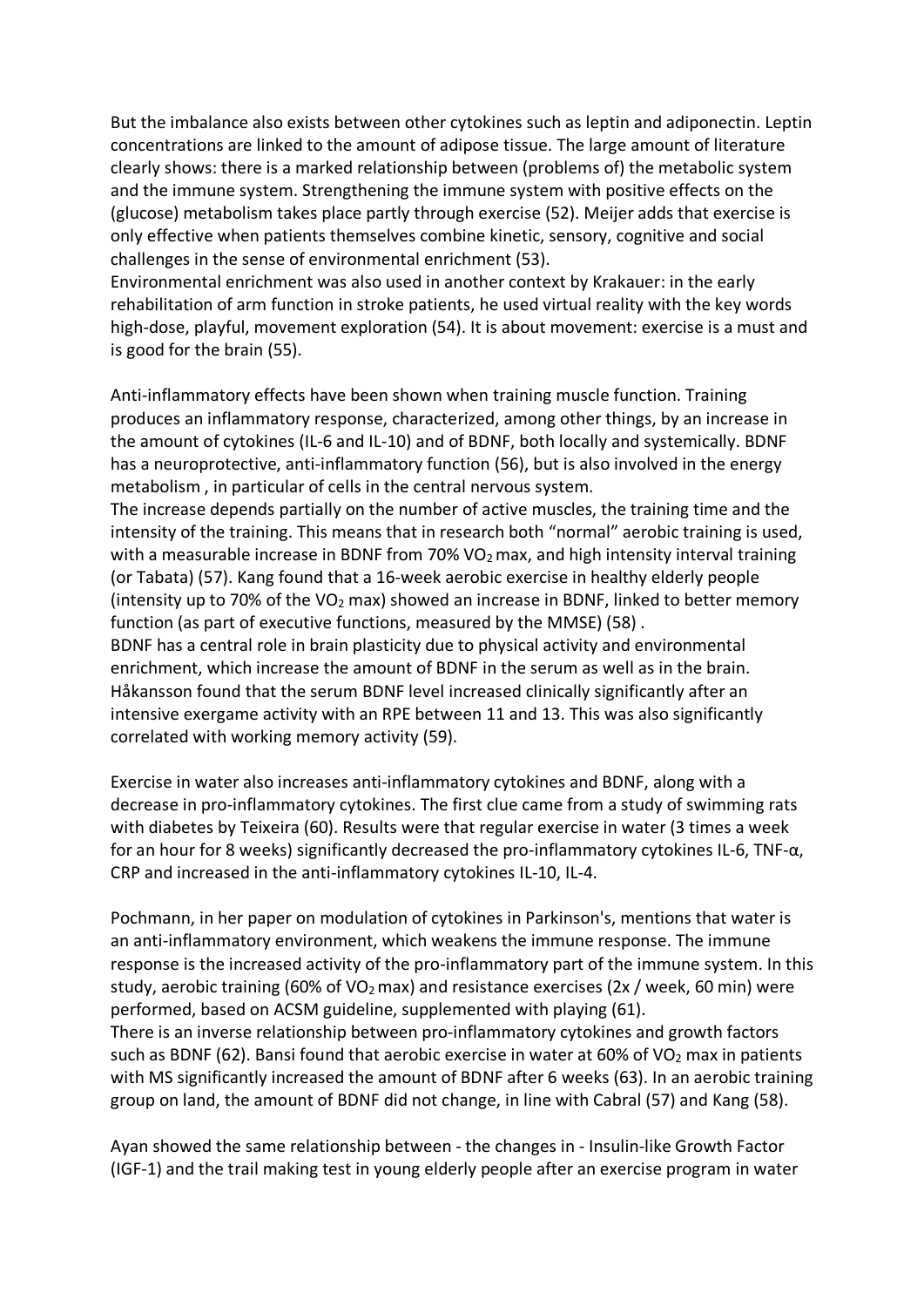But the imbalance also exists between other cytokines such as leptin and adiponectin. Leptin concentrations are linked to the amount of adipose tissue. The large amount of literature clearly shows: there is a marked relationship between (problems of) the metabolic system and the immune system. Strengthening the immune system with positive effects on the (glucose) metabolism takes place partly through exercise (52). Meijer adds that exercise is only effective when patients themselves combine kinetic, sensory, cognitive and social challenges in the sense of environmental enrichment (53).
Environmental enrichment was also used in another context by Krakauer: in the early rehabilitation of arm function in stroke patients, he used virtual reality with the key words high-dose, playful, movement exploration (54). It is about movement: exercise is a must and is good for the brain (55).

Anti-inflammatory effects have been shown when training muscle function. Training produces an inflammatory response, characterized, among other things, by an increase in the amount of cytokines (IL-6 and IL-10) and of BDNF, both locally and systemically. BDNF has a neuroprotective, anti-inflammatory function (56), but is also involved in the energy metabolism , in particular of cells in the central nervous system.
The increase depends partially on the number of active muscles, the training time and the intensity of the training. This means that in research both "normal" aerobic training is used, with a measurable increase in BDNF from 70% $VO_2$ max, and high intensity interval training (or Tabata) (57). Kang found that a 16-week aerobic exercise in healthy elderly people (intensity up to 70% of the $VO_2$ max) showed an increase in BDNF, linked to better memory function (as part of executive functions, measured by the MMSE) (58) .
BDNF has a central role in brain plasticity due to physical activity and environmental enrichment, which increase the amount of BDNF in the serum as well as in the brain. Håkansson found that the serum BDNF level increased clinically significantly after an intensive exergame activity with an RPE between 11 and 13. This was also significantly correlated with working memory activity (59).

Exercise in water also increases anti-inflammatory cytokines and BDNF, along with a decrease in pro-inflammatory cytokines. The first clue came from a study of swimming rats with diabetes by Teixeira (60). Results were that regular exercise in water (3 times a week for an hour for 8 weeks) significantly decreased the pro-inflammatory cytokines IL-6, TNF-α, CRP and increased in the anti-inflammatory cytokines IL-10, IL-4.

Pochmann, in her paper on modulation of cytokines in Parkinson's, mentions that water is an anti-inflammatory environment, which weakens the immune response. The immune response is the increased activity of the pro-inflammatory part of the immune system. In this study, aerobic training (60% of $VO_2$ max) and resistance exercises (2x / week, 60 min) were performed, based on ACSM guideline, supplemented with playing (61).
There is an inverse relationship between pro-inflammatory cytokines and growth factors such as BDNF (62). Bansi found that aerobic exercise in water at 60% of $VO_2$ max in patients with MS significantly increased the amount of BDNF after 6 weeks (63). In an aerobic training group on land, the amount of BDNF did not change, in line with Cabral (57) and Kang (58).

Ayan showed the same relationship between - the changes in - Insulin-like Growth Factor (IGF-1) and the trail making test in young elderly people after an exercise program in water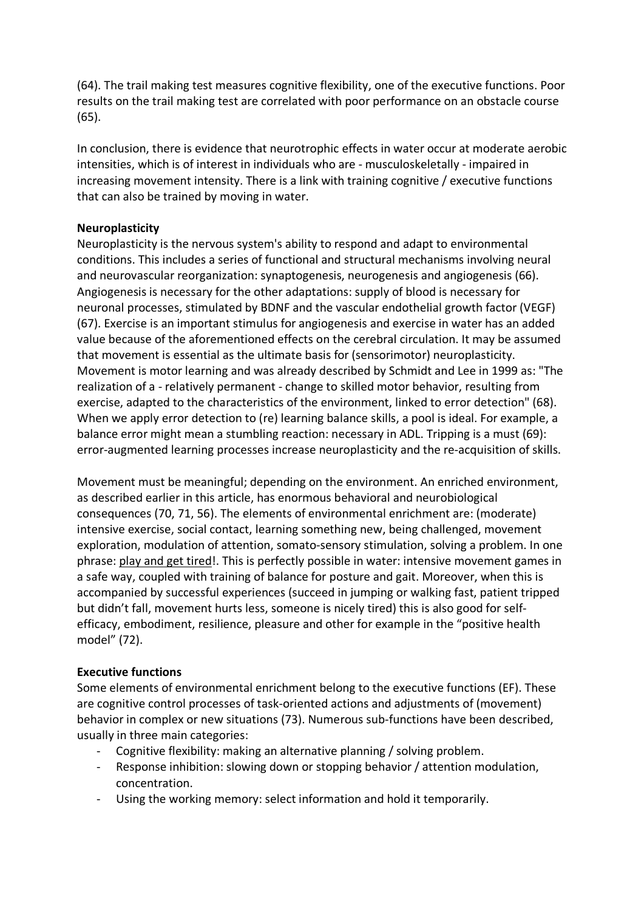(64). The trail making test measures cognitive flexibility, one of the executive functions. Poor results on the trail making test are correlated with poor performance on an obstacle course (65).

In conclusion, there is evidence that neurotrophic effects in water occur at moderate aerobic intensities, which is of interest in individuals who are - musculoskeletally - impaired in increasing movement intensity. There is a link with training cognitive / executive functions that can also be trained by moving in water.

**Neuroplasticity**

Neuroplasticity is the nervous system's ability to respond and adapt to environmental conditions. This includes a series of functional and structural mechanisms involving neural and neurovascular reorganization: synaptogenesis, neurogenesis and angiogenesis (66). Angiogenesis is necessary for the other adaptations: supply of blood is necessary for neuronal processes, stimulated by BDNF and the vascular endothelial growth factor (VEGF) (67). Exercise is an important stimulus for angiogenesis and exercise in water has an added value because of the aforementioned effects on the cerebral circulation. It may be assumed that movement is essential as the ultimate basis for (sensorimotor) neuroplasticity. Movement is motor learning and was already described by Schmidt and Lee in 1999 as: "The realization of a - relatively permanent - change to skilled motor behavior, resulting from exercise, adapted to the characteristics of the environment, linked to error detection" (68). When we apply error detection to (re) learning balance skills, a pool is ideal. For example, a balance error might mean a stumbling reaction: necessary in ADL. Tripping is a must (69): error-augmented learning processes increase neuroplasticity and the re-acquisition of skills.

Movement must be meaningful; depending on the environment. An enriched environment, as described earlier in this article, has enormous behavioral and neurobiological consequences (70, 71, 56). The elements of environmental enrichment are: (moderate) intensive exercise, social contact, learning something new, being challenged, movement exploration, modulation of attention, somato-sensory stimulation, solving a problem. In one phrase: <u>play and get tired</u>!. This is perfectly possible in water: intensive movement games in a safe way, coupled with training of balance for posture and gait. Moreover, when this is accompanied by successful experiences (succeed in jumping or walking fast, patient tripped but didn't fall, movement hurts less, someone is nicely tired) this is also good for self-efficacy, embodiment, resilience, pleasure and other for example in the "positive health model" (72).

**Executive functions**

Some elements of environmental enrichment belong to the executive functions (EF). These are cognitive control processes of task-oriented actions and adjustments of (movement) behavior in complex or new situations (73). Numerous sub-functions have been described, usually in three main categories:

- Cognitive flexibility: making an alternative planning / solving problem.
- Response inhibition: slowing down or stopping behavior / attention modulation, concentration.
- Using the working memory: select information and hold it temporarily.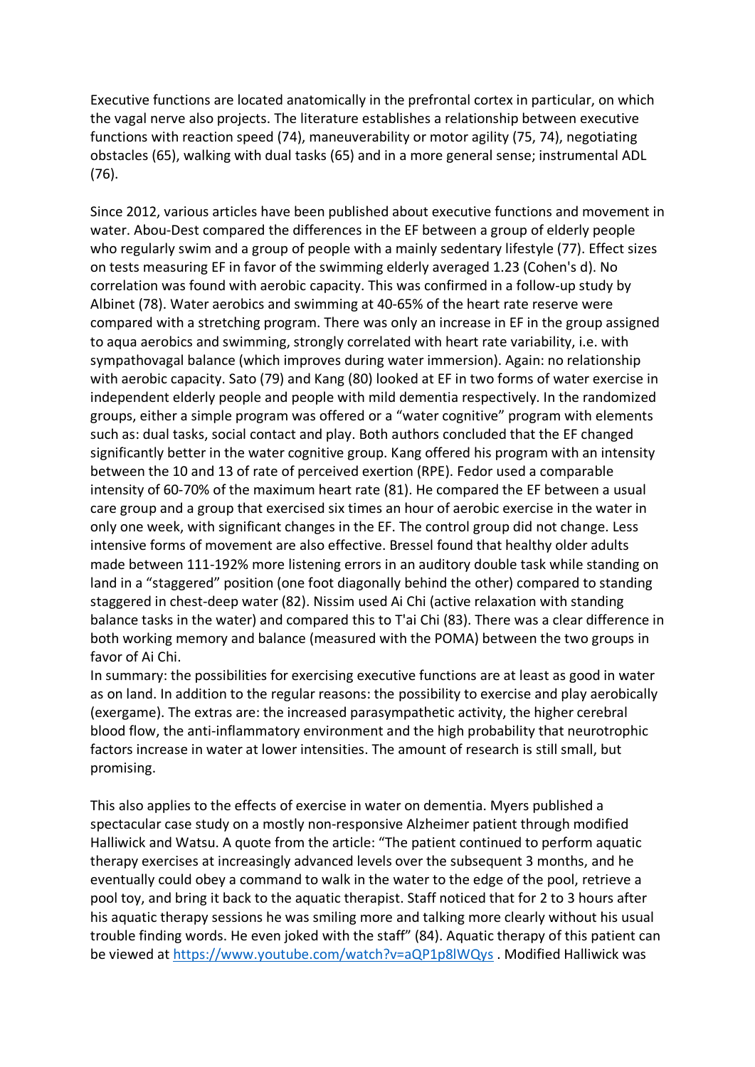Executive functions are located anatomically in the prefrontal cortex in particular, on which the vagal nerve also projects. The literature establishes a relationship between executive functions with reaction speed (74), maneuverability or motor agility (75, 74), negotiating obstacles (65), walking with dual tasks (65) and in a more general sense; instrumental ADL (76).

Since 2012, various articles have been published about executive functions and movement in water. Abou-Dest compared the differences in the EF between a group of elderly people who regularly swim and a group of people with a mainly sedentary lifestyle (77). Effect sizes on tests measuring EF in favor of the swimming elderly averaged 1.23 (Cohen's d). No correlation was found with aerobic capacity. This was confirmed in a follow-up study by Albinet (78). Water aerobics and swimming at 40-65% of the heart rate reserve were compared with a stretching program. There was only an increase in EF in the group assigned to aqua aerobics and swimming, strongly correlated with heart rate variability, i.e. with sympathovagal balance (which improves during water immersion). Again: no relationship with aerobic capacity. Sato (79) and Kang (80) looked at EF in two forms of water exercise in independent elderly people and people with mild dementia respectively. In the randomized groups, either a simple program was offered or a “water cognitive” program with elements such as: dual tasks, social contact and play. Both authors concluded that the EF changed significantly better in the water cognitive group. Kang offered his program with an intensity between the 10 and 13 of rate of perceived exertion (RPE). Fedor used a comparable intensity of 60-70% of the maximum heart rate (81). He compared the EF between a usual care group and a group that exercised six times an hour of aerobic exercise in the water in only one week, with significant changes in the EF. The control group did not change. Less intensive forms of movement are also effective. Bressel found that healthy older adults made between 111-192% more listening errors in an auditory double task while standing on land in a “staggered” position (one foot diagonally behind the other) compared to standing staggered in chest-deep water (82). Nissim used Ai Chi (active relaxation with standing balance tasks in the water) and compared this to T'ai Chi (83). There was a clear difference in both working memory and balance (measured with the POMA) between the two groups in favor of Ai Chi.

In summary: the possibilities for exercising executive functions are at least as good in water as on land. In addition to the regular reasons: the possibility to exercise and play aerobically (exergame). The extras are: the increased parasympathetic activity, the higher cerebral blood flow, the anti-inflammatory environment and the high probability that neurotrophic factors increase in water at lower intensities. The amount of research is still small, but promising.

This also applies to the effects of exercise in water on dementia. Myers published a spectacular case study on a mostly non-responsive Alzheimer patient through modified Halliwick and Watsu. A quote from the article: “The patient continued to perform aquatic therapy exercises at increasingly advanced levels over the subsequent 3 months, and he eventually could obey a command to walk in the water to the edge of the pool, retrieve a pool toy, and bring it back to the aquatic therapist. Staff noticed that for 2 to 3 hours after his aquatic therapy sessions he was smiling more and talking more clearly without his usual trouble finding words. He even joked with the staff” (84). Aquatic therapy of this patient can be viewed at https://www.youtube.com/watch?v=aQP1p8lWQys . Modified Halliwick was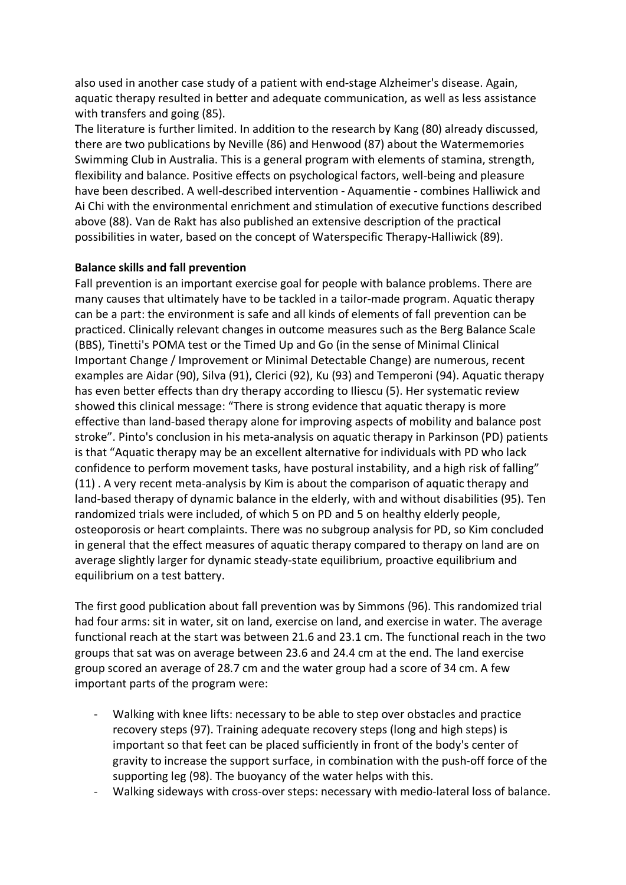also used in another case study of a patient with end-stage Alzheimer's disease. Again, aquatic therapy resulted in better and adequate communication, as well as less assistance with transfers and going (85).

The literature is further limited. In addition to the research by Kang (80) already discussed, there are two publications by Neville (86) and Henwood (87) about the Watermemories Swimming Club in Australia. This is a general program with elements of stamina, strength, flexibility and balance. Positive effects on psychological factors, well-being and pleasure have been described. A well-described intervention - Aquamentie - combines Halliwick and Ai Chi with the environmental enrichment and stimulation of executive functions described above (88). Van de Rakt has also published an extensive description of the practical possibilities in water, based on the concept of Waterspecific Therapy-Halliwick (89).

**Balance skills and fall prevention**

Fall prevention is an important exercise goal for people with balance problems. There are many causes that ultimately have to be tackled in a tailor-made program. Aquatic therapy can be a part: the environment is safe and all kinds of elements of fall prevention can be practiced. Clinically relevant changes in outcome measures such as the Berg Balance Scale (BBS), Tinetti's POMA test or the Timed Up and Go (in the sense of Minimal Clinical Important Change / Improvement or Minimal Detectable Change) are numerous, recent examples are Aidar (90), Silva (91), Clerici (92), Ku (93) and Temperoni (94). Aquatic therapy has even better effects than dry therapy according to Iliescu (5). Her systematic review showed this clinical message: "There is strong evidence that aquatic therapy is more effective than land-based therapy alone for improving aspects of mobility and balance post stroke". Pinto's conclusion in his meta-analysis on aquatic therapy in Parkinson (PD) patients is that "Aquatic therapy may be an excellent alternative for individuals with PD who lack confidence to perform movement tasks, have postural instability, and a high risk of falling" (11) . A very recent meta-analysis by Kim is about the comparison of aquatic therapy and land-based therapy of dynamic balance in the elderly, with and without disabilities (95). Ten randomized trials were included, of which 5 on PD and 5 on healthy elderly people, osteoporosis or heart complaints. There was no subgroup analysis for PD, so Kim concluded in general that the effect measures of aquatic therapy compared to therapy on land are on average slightly larger for dynamic steady-state equilibrium, proactive equilibrium and equilibrium on a test battery.

The first good publication about fall prevention was by Simmons (96). This randomized trial had four arms: sit in water, sit on land, exercise on land, and exercise in water. The average functional reach at the start was between 21.6 and 23.1 cm. The functional reach in the two groups that sat was on average between 23.6 and 24.4 cm at the end. The land exercise group scored an average of 28.7 cm and the water group had a score of 34 cm. A few important parts of the program were:

- Walking with knee lifts: necessary to be able to step over obstacles and practice recovery steps (97). Training adequate recovery steps (long and high steps) is important so that feet can be placed sufficiently in front of the body's center of gravity to increase the support surface, in combination with the push-off force of the supporting leg (98). The buoyancy of the water helps with this.
- Walking sideways with cross-over steps: necessary with medio-lateral loss of balance.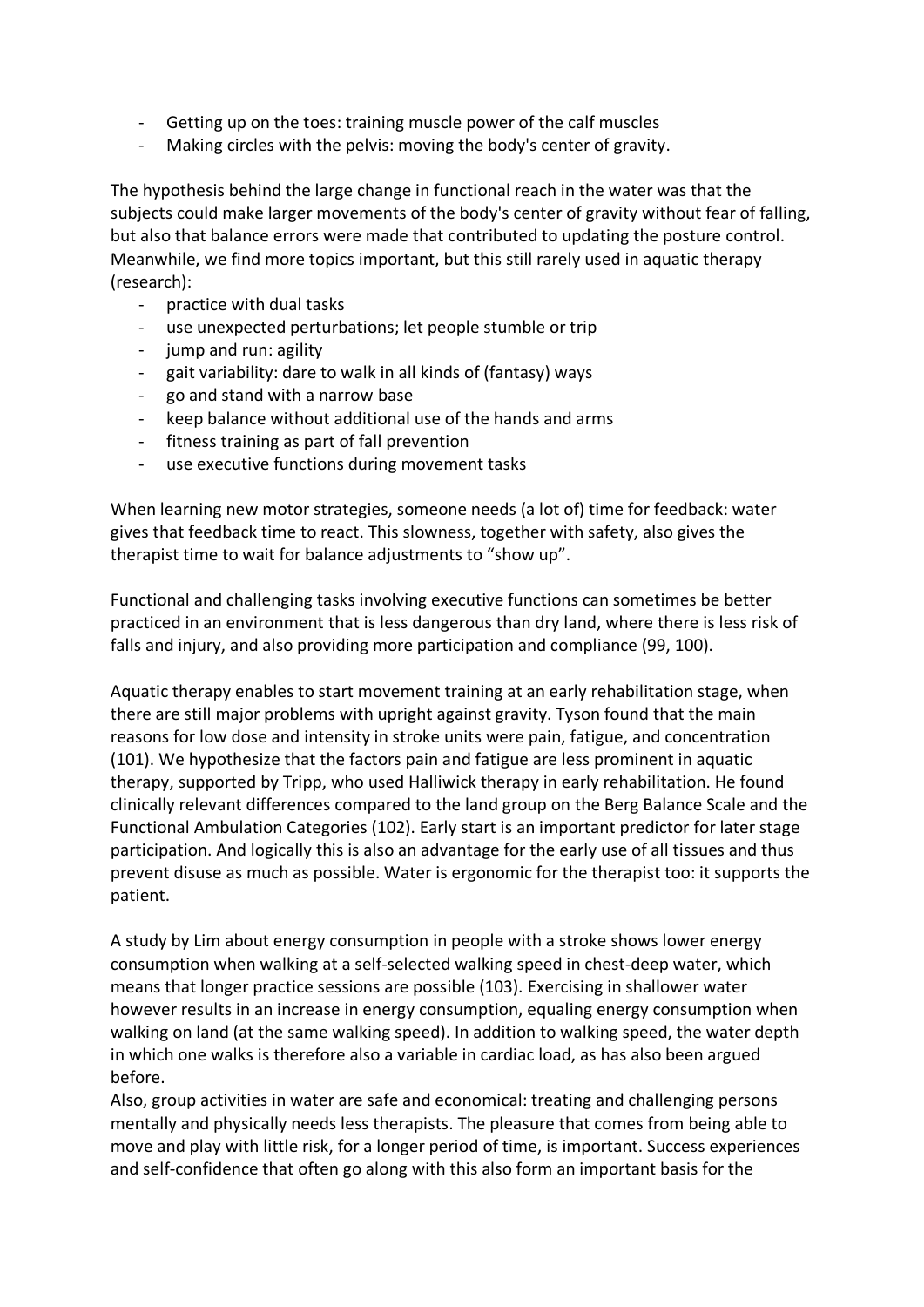- Getting up on the toes: training muscle power of the calf muscles
- Making circles with the pelvis: moving the body's center of gravity.

The hypothesis behind the large change in functional reach in the water was that the subjects could make larger movements of the body's center of gravity without fear of falling, but also that balance errors were made that contributed to updating the posture control. Meanwhile, we find more topics important, but this still rarely used in aquatic therapy (research):

- practice with dual tasks
- use unexpected perturbations; let people stumble or trip
- jump and run: agility
- gait variability: dare to walk in all kinds of (fantasy) ways
- go and stand with a narrow base
- keep balance without additional use of the hands and arms
- fitness training as part of fall prevention
- use executive functions during movement tasks

When learning new motor strategies, someone needs (a lot of) time for feedback: water gives that feedback time to react. This slowness, together with safety, also gives the therapist time to wait for balance adjustments to "show up".

Functional and challenging tasks involving executive functions can sometimes be better practiced in an environment that is less dangerous than dry land, where there is less risk of falls and injury, and also providing more participation and compliance (99, 100).

Aquatic therapy enables to start movement training at an early rehabilitation stage, when there are still major problems with upright against gravity. Tyson found that the main reasons for low dose and intensity in stroke units were pain, fatigue, and concentration (101). We hypothesize that the factors pain and fatigue are less prominent in aquatic therapy, supported by Tripp, who used Halliwick therapy in early rehabilitation. He found clinically relevant differences compared to the land group on the Berg Balance Scale and the Functional Ambulation Categories (102). Early start is an important predictor for later stage participation. And logically this is also an advantage for the early use of all tissues and thus prevent disuse as much as possible. Water is ergonomic for the therapist too: it supports the patient.

A study by Lim about energy consumption in people with a stroke shows lower energy consumption when walking at a self-selected walking speed in chest-deep water, which means that longer practice sessions are possible (103). Exercising in shallower water however results in an increase in energy consumption, equaling energy consumption when walking on land (at the same walking speed). In addition to walking speed, the water depth in which one walks is therefore also a variable in cardiac load, as has also been argued before.
Also, group activities in water are safe and economical: treating and challenging persons mentally and physically needs less therapists. The pleasure that comes from being able to move and play with little risk, for a longer period of time, is important. Success experiences and self-confidence that often go along with this also form an important basis for the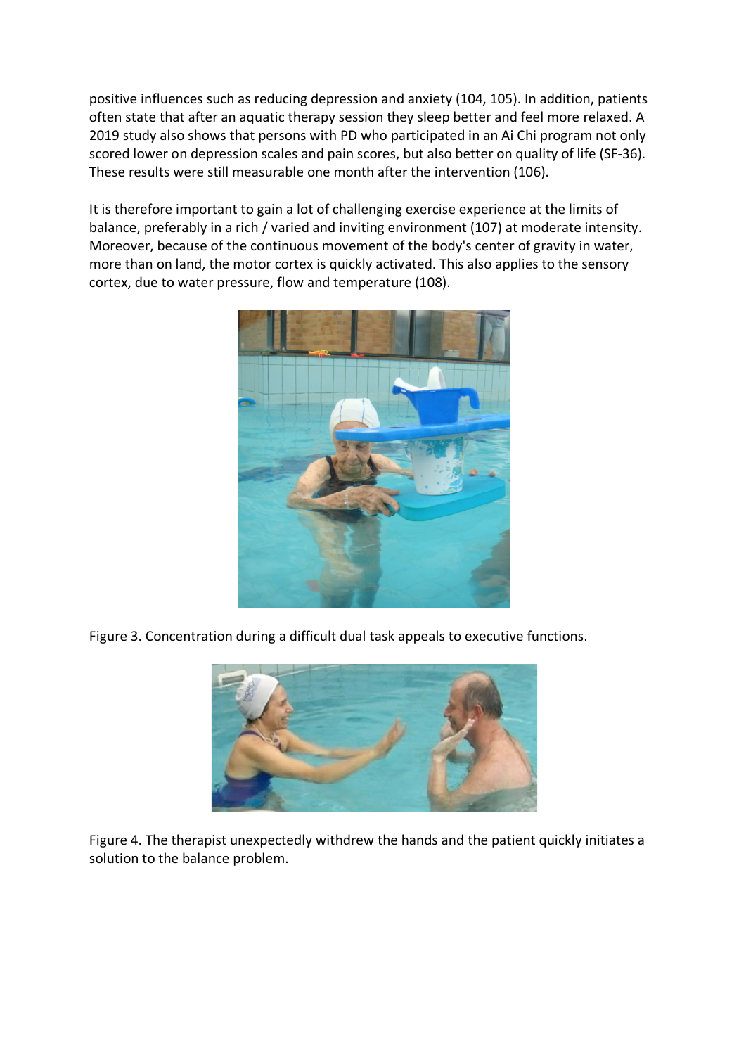positive influences such as reducing depression and anxiety (104, 105). In addition, patients often state that after an aquatic therapy session they sleep better and feel more relaxed. A 2019 study also shows that persons with PD who participated in an Ai Chi program not only scored lower on depression scales and pain scores, but also better on quality of life (SF-36). These results were still measurable one month after the intervention (106).

It is therefore important to gain a lot of challenging exercise experience at the limits of balance, preferably in a rich / varied and inviting environment (107) at moderate intensity. Moreover, because of the continuous movement of the body's center of gravity in water, more than on land, the motor cortex is quickly activated. This also applies to the sensory cortex, due to water pressure, flow and temperature (108).

Figure 3. Concentration during a difficult dual task appeals to executive functions.

Figure 4. The therapist unexpectedly withdrew the hands and the patient quickly initiates a solution to the balance problem.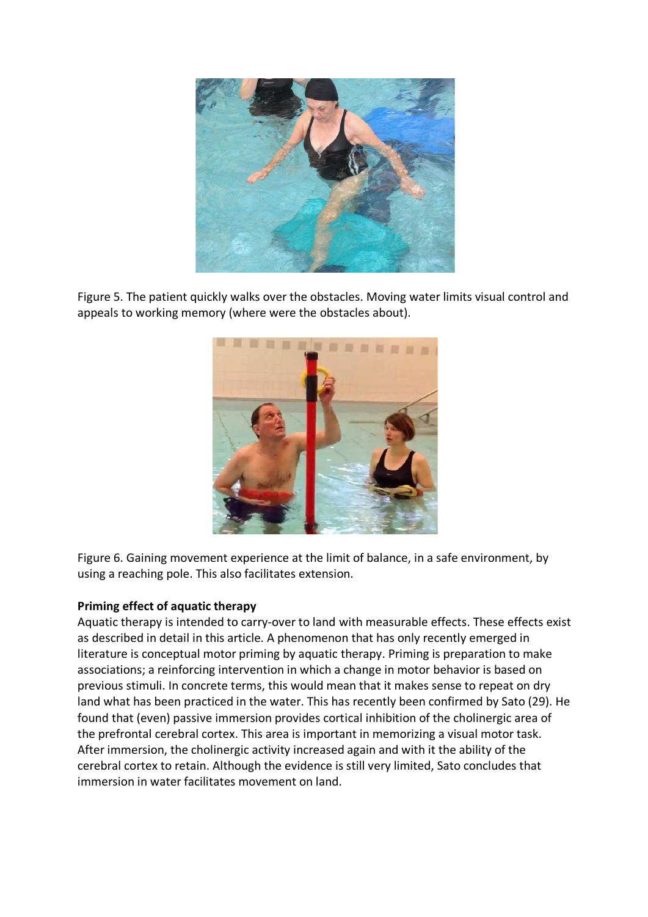Figure 5. The patient quickly walks over the obstacles. Moving water limits visual control and appeals to working memory (where were the obstacles about).

Figure 6. Gaining movement experience at the limit of balance, in a safe environment, by using a reaching pole. This also facilitates extension.

**Priming effect of aquatic therapy**

Aquatic therapy is intended to carry-over to land with measurable effects. These effects exist as described in detail in this article. A phenomenon that has only recently emerged in literature is conceptual motor priming by aquatic therapy. Priming is preparation to make associations; a reinforcing intervention in which a change in motor behavior is based on previous stimuli. In concrete terms, this would mean that it makes sense to repeat on dry land what has been practiced in the water. This has recently been confirmed by Sato (29). He found that (even) passive immersion provides cortical inhibition of the cholinergic area of the prefrontal cerebral cortex. This area is important in memorizing a visual motor task. After immersion, the cholinergic activity increased again and with it the ability of the cerebral cortex to retain. Although the evidence is still very limited, Sato concludes that immersion in water facilitates movement on land.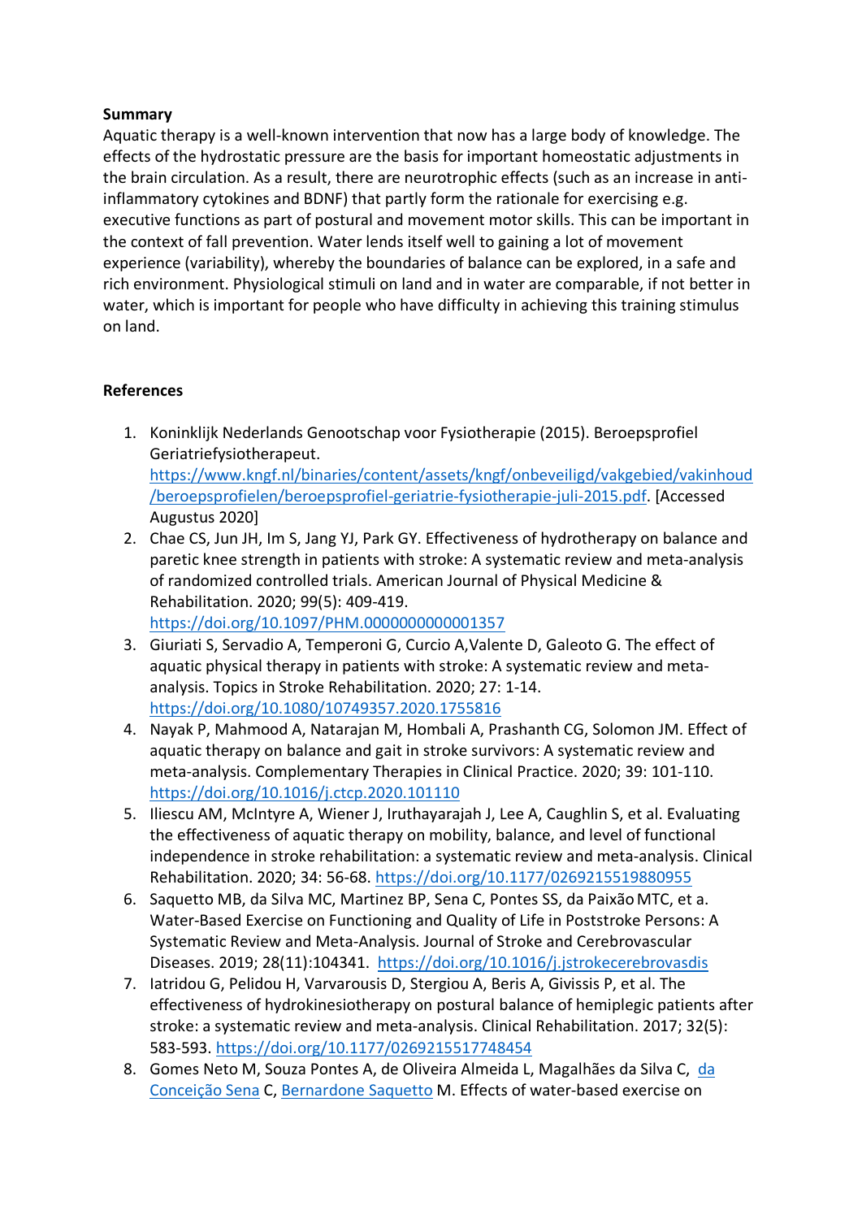**Summary**

Aquatic therapy is a well-known intervention that now has a large body of knowledge. The effects of the hydrostatic pressure are the basis for important homeostatic adjustments in the brain circulation. As a result, there are neurotrophic effects (such as an increase in anti-inflammatory cytokines and BDNF) that partly form the rationale for exercising e.g. executive functions as part of postural and movement motor skills. This can be important in the context of fall prevention. Water lends itself well to gaining a lot of movement experience (variability), whereby the boundaries of balance can be explored, in a safe and rich environment. Physiological stimuli on land and in water are comparable, if not better in water, which is important for people who have difficulty in achieving this training stimulus on land.

**References**

1. Koninklijk Nederlands Genootschap voor Fysiotherapie (2015). Beroepsprofiel Geriatriefysiotherapeut. https://www.kngf.nl/binaries/content/assets/kngf/onbeveiligd/vakgebied/vakinhoud/beroepsprofielen/beroepsprofiel-geriatrie-fysiotherapie-juli-2015.pdf. [Accessed Augustus 2020]
2. Chae CS, Jun JH, Im S, Jang YJ, Park GY. Effectiveness of hydrotherapy on balance and paretic knee strength in patients with stroke: A systematic review and meta-analysis of randomized controlled trials. American Journal of Physical Medicine & Rehabilitation. 2020; 99(5): 409-419. https://doi.org/10.1097/PHM.0000000000001357
3. Giuriati S, Servadio A, Temperoni G, Curcio A,Valente D, Galeoto G. The effect of aquatic physical therapy in patients with stroke: A systematic review and meta-analysis. Topics in Stroke Rehabilitation. 2020; 27: 1-14. https://doi.org/10.1080/10749357.2020.1755816
4. Nayak P, Mahmood A, Natarajan M, Hombali A, Prashanth CG, Solomon JM. Effect of aquatic therapy on balance and gait in stroke survivors: A systematic review and meta-analysis. Complementary Therapies in Clinical Practice. 2020; 39: 101-110. https://doi.org/10.1016/j.ctcp.2020.101110
5. Iliescu AM, McIntyre A, Wiener J, Iruthayarajah J, Lee A, Caughlin S, et al. Evaluating the effectiveness of aquatic therapy on mobility, balance, and level of functional independence in stroke rehabilitation: a systematic review and meta-analysis. Clinical Rehabilitation. 2020; 34: 56-68. https://doi.org/10.1177/0269215519880955
6. Saquetto MB, da Silva MC, Martinez BP, Sena C, Pontes SS, da Paixão MTC, et a. Water-Based Exercise on Functioning and Quality of Life in Poststroke Persons: A Systematic Review and Meta-Analysis. Journal of Stroke and Cerebrovascular Diseases. 2019; 28(11):104341. https://doi.org/10.1016/j.jstrokecerebrovasdis
7. Iatridou G, Pelidou H, Varvarousis D, Stergiou A, Beris A, Givissis P, et al. The effectiveness of hydrokinesiotherapy on postural balance of hemiplegic patients after stroke: a systematic review and meta-analysis. Clinical Rehabilitation. 2017; 32(5): 583-593. https://doi.org/10.1177/0269215517748454
8. Gomes Neto M, Souza Pontes A, de Oliveira Almeida L, Magalhães da Silva C, da Conceição Sena C, Bernardone Saquetto M. Effects of water-based exercise on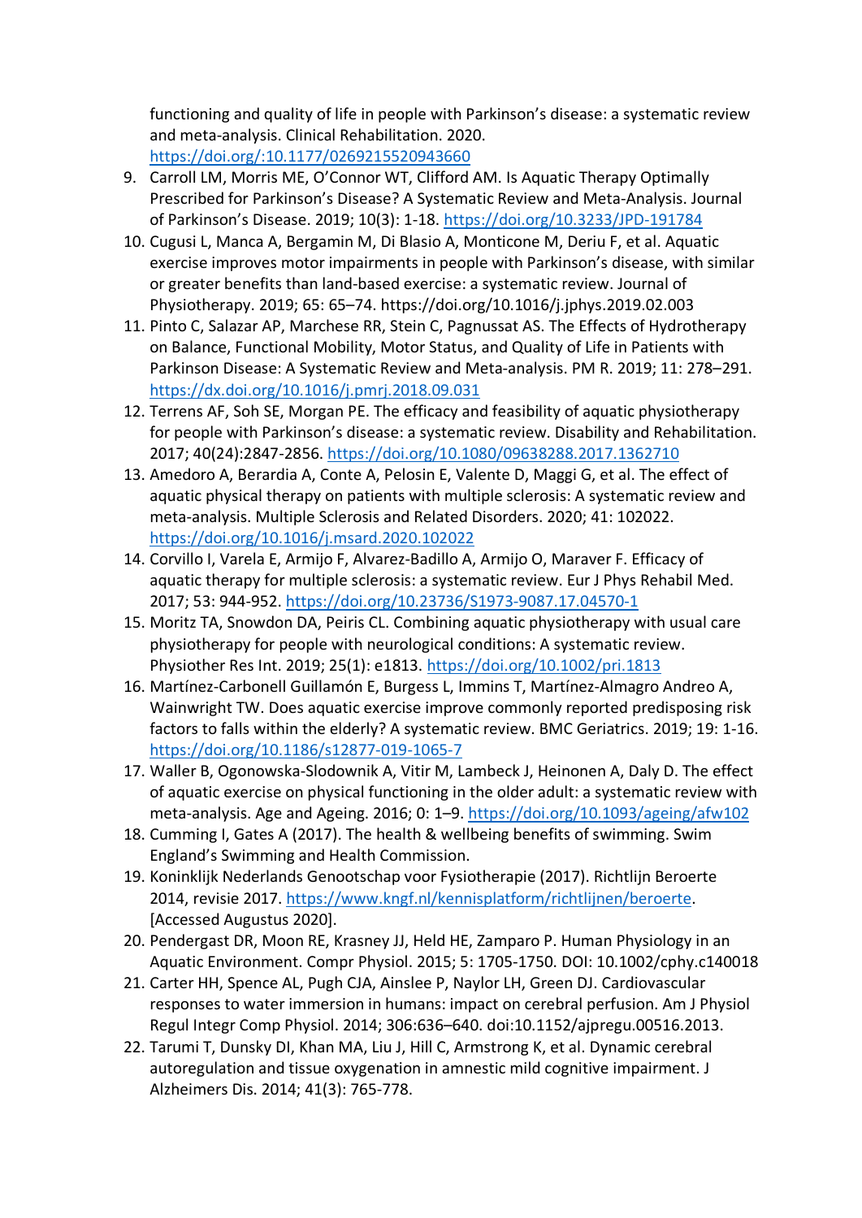functioning and quality of life in people with Parkinson's disease: a systematic review and meta-analysis. Clinical Rehabilitation. 2020. https://doi.org/:10.1177/0269215520943660

9. Carroll LM, Morris ME, O'Connor WT, Clifford AM. Is Aquatic Therapy Optimally Prescribed for Parkinson's Disease? A Systematic Review and Meta-Analysis. Journal of Parkinson's Disease. 2019; 10(3): 1-18. https://doi.org/10.3233/JPD-191784
10. Cugusi L, Manca A, Bergamin M, Di Blasio A, Monticone M, Deriu F, et al. Aquatic exercise improves motor impairments in people with Parkinson's disease, with similar or greater benefits than land-based exercise: a systematic review. Journal of Physiotherapy. 2019; 65: 65–74. https://doi.org/10.1016/j.jphys.2019.02.003
11. Pinto C, Salazar AP, Marchese RR, Stein C, Pagnussat AS. The Effects of Hydrotherapy on Balance, Functional Mobility, Motor Status, and Quality of Life in Patients with Parkinson Disease: A Systematic Review and Meta-analysis. PM R. 2019; 11: 278–291. https://dx.doi.org/10.1016/j.pmrj.2018.09.031
12. Terrens AF, Soh SE, Morgan PE. The efficacy and feasibility of aquatic physiotherapy for people with Parkinson's disease: a systematic review. Disability and Rehabilitation. 2017; 40(24):2847-2856. https://doi.org/10.1080/09638288.2017.1362710
13. Amedoro A, Berardia A, Conte A, Pelosin E, Valente D, Maggi G, et al. The effect of aquatic physical therapy on patients with multiple sclerosis: A systematic review and meta-analysis. Multiple Sclerosis and Related Disorders. 2020; 41: 102022. https://doi.org/10.1016/j.msard.2020.102022
14. Corvillo I, Varela E, Armijo F, Alvarez-Badillo A, Armijo O, Maraver F. Efficacy of aquatic therapy for multiple sclerosis: a systematic review. Eur J Phys Rehabil Med. 2017; 53: 944-952. https://doi.org/10.23736/S1973-9087.17.04570-1
15. Moritz TA, Snowdon DA, Peiris CL. Combining aquatic physiotherapy with usual care physiotherapy for people with neurological conditions: A systematic review. Physiother Res Int. 2019; 25(1): e1813. https://doi.org/10.1002/pri.1813
16. Martínez-Carbonell Guillamón E, Burgess L, Immins T, Martínez-Almagro Andreo A, Wainwright TW. Does aquatic exercise improve commonly reported predisposing risk factors to falls within the elderly? A systematic review. BMC Geriatrics. 2019; 19: 1-16. https://doi.org/10.1186/s12877-019-1065-7
17. Waller B, Ogonowska-Slodownik A, Vitir M, Lambeck J, Heinonen A, Daly D. The effect of aquatic exercise on physical functioning in the older adult: a systematic review with meta-analysis. Age and Ageing. 2016; 0: 1–9. https://doi.org/10.1093/ageing/afw102
18. Cumming I, Gates A (2017). The health & wellbeing benefits of swimming. Swim England's Swimming and Health Commission.
19. Koninklijk Nederlands Genootschap voor Fysiotherapie (2017). Richtlijn Beroerte 2014, revisie 2017. https://www.kngf.nl/kennisplatform/richtlijnen/beroerte. [Accessed Augustus 2020].
20. Pendergast DR, Moon RE, Krasney JJ, Held HE, Zamparo P. Human Physiology in an Aquatic Environment. Compr Physiol. 2015; 5: 1705-1750. DOI: 10.1002/cphy.c140018
21. Carter HH, Spence AL, Pugh CJA, Ainslee P, Naylor LH, Green DJ. Cardiovascular responses to water immersion in humans: impact on cerebral perfusion. Am J Physiol Regul Integr Comp Physiol. 2014; 306:636–640. doi:10.1152/ajpregu.00516.2013.
22. Tarumi T, Dunsky DI, Khan MA, Liu J, Hill C, Armstrong K, et al. Dynamic cerebral autoregulation and tissue oxygenation in amnestic mild cognitive impairment. J Alzheimers Dis. 2014; 41(3): 765-778.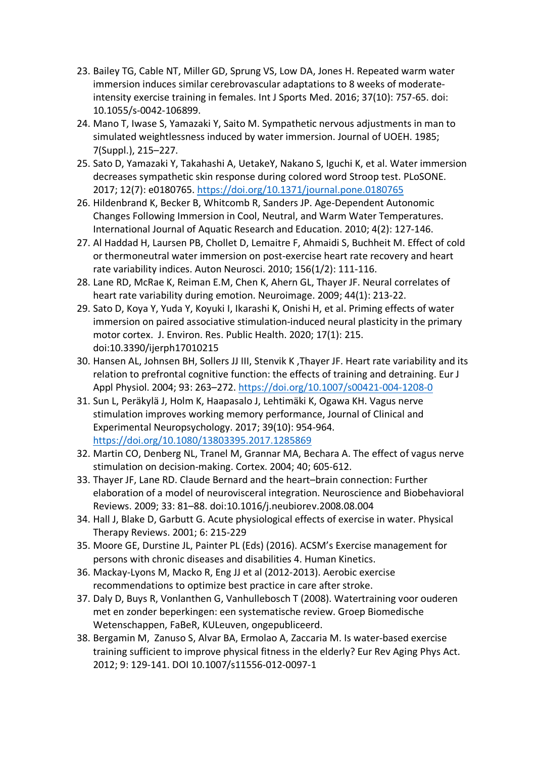23. Bailey TG, Cable NT, Miller GD, Sprung VS, Low DA, Jones H. Repeated warm water immersion induces similar cerebrovascular adaptations to 8 weeks of moderate-intensity exercise training in females. Int J Sports Med. 2016; 37(10): 757-65. doi: 10.1055/s-0042-106899.
24. Mano T, Iwase S, Yamazaki Y, Saito M. Sympathetic nervous adjustments in man to simulated weightlessness induced by water immersion. Journal of UOEH. 1985; 7(Suppl.), 215–227.
25. Sato D, Yamazaki Y, Takahashi A, UetakeY, Nakano S, Iguchi K, et al. Water immersion decreases sympathetic skin response during colored word Stroop test. PLoSONE. 2017; 12(7): e0180765. https://doi.org/10.1371/journal.pone.0180765
26. Hildenbrand K, Becker B, Whitcomb R, Sanders JP. Age-Dependent Autonomic Changes Following Immersion in Cool, Neutral, and Warm Water Temperatures. International Journal of Aquatic Research and Education. 2010; 4(2): 127-146.
27. Al Haddad H, Laursen PB, Chollet D, Lemaitre F, Ahmaidi S, Buchheit M. Effect of cold or thermoneutral water immersion on post-exercise heart rate recovery and heart rate variability indices. Auton Neurosci. 2010; 156(1/2): 111-116.
28. Lane RD, McRae K, Reiman E.M, Chen K, Ahern GL, Thayer JF. Neural correlates of heart rate variability during emotion. Neuroimage. 2009; 44(1): 213-22.
29. Sato D, Koya Y, Yuda Y, Koyuki I, Ikarashi K, Onishi H, et al. Priming effects of water immersion on paired associative stimulation-induced neural plasticity in the primary motor cortex. J. Environ. Res. Public Health. 2020; 17(1): 215. doi:10.3390/ijerph17010215
30. Hansen AL, Johnsen BH, Sollers JJ III, Stenvik K ,Thayer JF. Heart rate variability and its relation to prefrontal cognitive function: the effects of training and detraining. Eur J Appl Physiol. 2004; 93: 263–272. https://doi.org/10.1007/s00421-004-1208-0
31. Sun L, Peräkylä J, Holm K, Haapasalo J, Lehtimäki K, Ogawa KH. Vagus nerve stimulation improves working memory performance, Journal of Clinical and Experimental Neuropsychology. 2017; 39(10): 954-964. https://doi.org/10.1080/13803395.2017.1285869
32. Martin CO, Denberg NL, Tranel M, Grannar MA, Bechara A. The effect of vagus nerve stimulation on decision-making. Cortex. 2004; 40; 605-612.
33. Thayer JF, Lane RD. Claude Bernard and the heart–brain connection: Further elaboration of a model of neurovisceral integration. Neuroscience and Biobehavioral Reviews. 2009; 33: 81–88. doi:10.1016/j.neubiorev.2008.08.004
34. Hall J, Blake D, Garbutt G. Acute physiological effects of exercise in water. Physical Therapy Reviews. 2001; 6: 215-229
35. Moore GE, Durstine JL, Painter PL (Eds) (2016). ACSM's Exercise management for persons with chronic diseases and disabilities 4. Human Kinetics.
36. Mackay-Lyons M, Macko R, Eng JJ et al (2012-2013). Aerobic exercise recommendations to optimize best practice in care after stroke.
37. Daly D, Buys R, Vonlanthen G, Vanhullebosch T (2008). Watertraining voor ouderen met en zonder beperkingen: een systematische review. Groep Biomedische Wetenschappen, FaBeR, KULeuven, ongepubliceerd.
38. Bergamin M, Zanuso S, Alvar BA, Ermolao A, Zaccaria M. Is water-based exercise training sufficient to improve physical fitness in the elderly? Eur Rev Aging Phys Act. 2012; 9: 129-141. DOI 10.1007/s11556-012-0097-1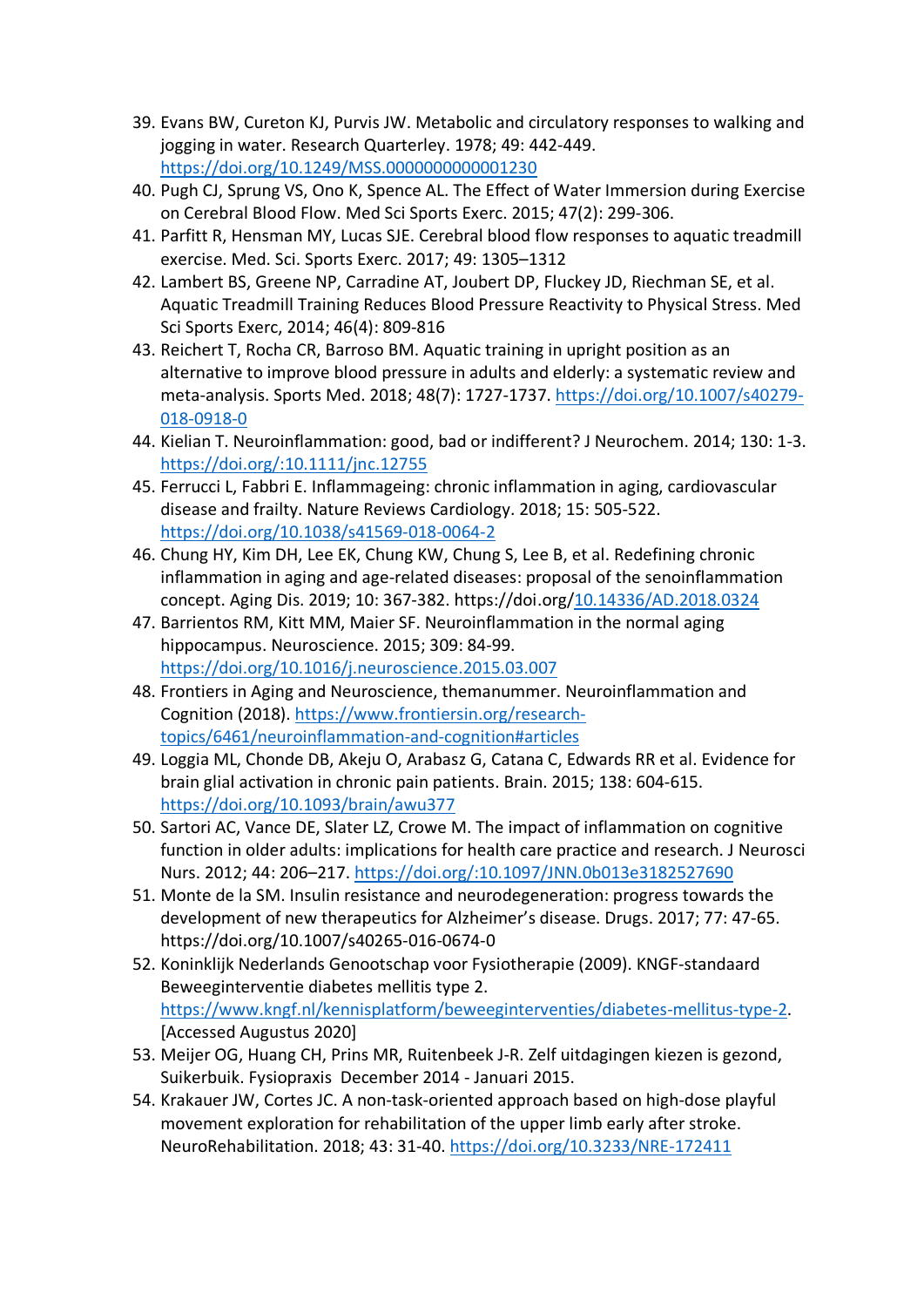39. Evans BW, Cureton KJ, Purvis JW. Metabolic and circulatory responses to walking and jogging in water. Research Quarterley. 1978; 49: 442-449. https://doi.org/10.1249/MSS.0000000000001230
40. Pugh CJ, Sprung VS, Ono K, Spence AL. The Effect of Water Immersion during Exercise on Cerebral Blood Flow. Med Sci Sports Exerc. 2015; 47(2): 299-306.
41. Parfitt R, Hensman MY, Lucas SJE. Cerebral blood flow responses to aquatic treadmill exercise. Med. Sci. Sports Exerc. 2017; 49: 1305–1312
42. Lambert BS, Greene NP, Carradine AT, Joubert DP, Fluckey JD, Riechman SE, et al. Aquatic Treadmill Training Reduces Blood Pressure Reactivity to Physical Stress. Med Sci Sports Exerc, 2014; 46(4): 809-816
43. Reichert T, Rocha CR, Barroso BM. Aquatic training in upright position as an alternative to improve blood pressure in adults and elderly: a systematic review and meta-analysis. Sports Med. 2018; 48(7): 1727-1737. https://doi.org/10.1007/s40279-018-0918-0
44. Kielian T. Neuroinflammation: good, bad or indifferent? J Neurochem. 2014; 130: 1-3. https://doi.org/:10.1111/jnc.12755
45. Ferrucci L, Fabbri E. Inflammageing: chronic inflammation in aging, cardiovascular disease and frailty. Nature Reviews Cardiology. 2018; 15: 505-522. https://doi.org/10.1038/s41569-018-0064-2
46. Chung HY, Kim DH, Lee EK, Chung KW, Chung S, Lee B, et al. Redefining chronic inflammation in aging and age-related diseases: proposal of the senoinflammation concept. Aging Dis. 2019; 10: 367-382. https://doi.org/10.14336/AD.2018.0324
47. Barrientos RM, Kitt MM, Maier SF. Neuroinflammation in the normal aging hippocampus. Neuroscience. 2015; 309: 84-99. https://doi.org/10.1016/j.neuroscience.2015.03.007
48. Frontiers in Aging and Neuroscience, themanummer. Neuroinflammation and Cognition (2018). https://www.frontiersin.org/research-topics/6461/neuroinflammation-and-cognition#articles
49. Loggia ML, Chonde DB, Akeju O, Arabasz G, Catana C, Edwards RR et al. Evidence for brain glial activation in chronic pain patients. Brain. 2015; 138: 604-615. https://doi.org/10.1093/brain/awu377
50. Sartori AC, Vance DE, Slater LZ, Crowe M. The impact of inflammation on cognitive function in older adults: implications for health care practice and research. J Neurosci Nurs. 2012; 44: 206–217. https://doi.org/:10.1097/JNN.0b013e3182527690
51. Monte de la SM. Insulin resistance and neurodegeneration: progress towards the development of new therapeutics for Alzheimer's disease. Drugs. 2017; 77: 47-65. https://doi.org/10.1007/s40265-016-0674-0
52. Koninklijk Nederlands Genootschap voor Fysiotherapie (2009). KNGF-standaard Beweeginterventie diabetes mellitis type 2. https://www.kngf.nl/kennisplatform/beweeginterventies/diabetes-mellitus-type-2. [Accessed Augustus 2020]
53. Meijer OG, Huang CH, Prins MR, Ruitenbeek J-R. Zelf uitdagingen kiezen is gezond, Suikerbuik. Fysiopraxis December 2014 - Januari 2015.
54. Krakauer JW, Cortes JC. A non-task-oriented approach based on high-dose playful movement exploration for rehabilitation of the upper limb early after stroke. NeuroRehabilitation. 2018; 43: 31-40. https://doi.org/10.3233/NRE-172411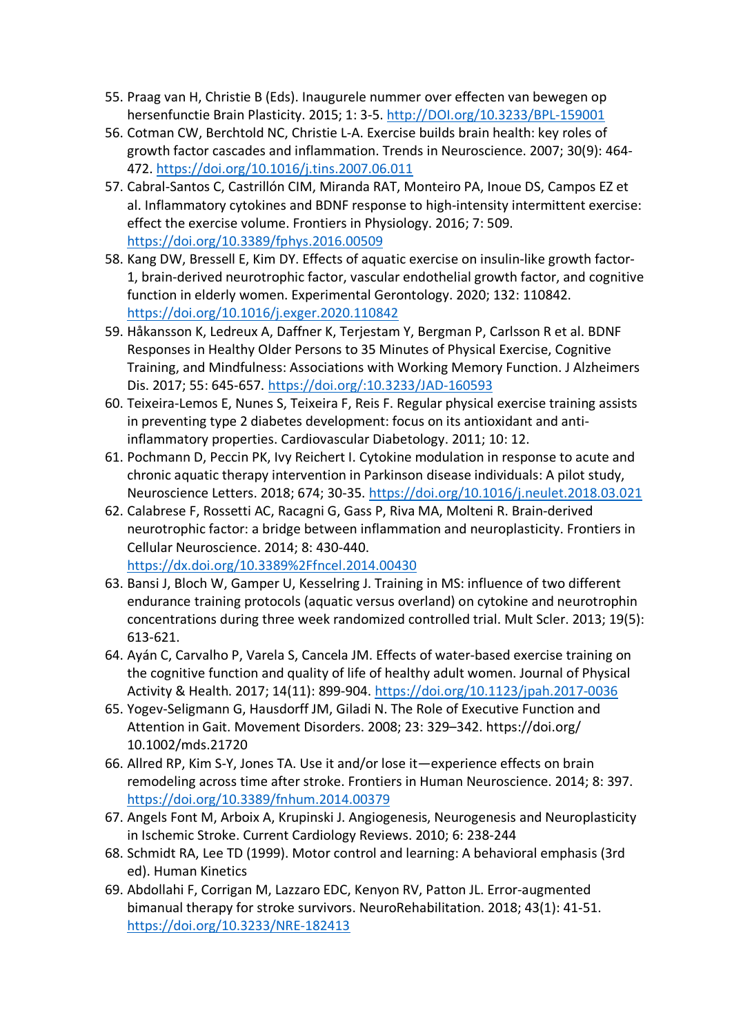55. Praag van H, Christie B (Eds). Inaugurele nummer over effecten van bewegen op hersenfunctie Brain Plasticity. 2015; 1: 3-5. http://DOI.org/10.3233/BPL-159001
56. Cotman CW, Berchtold NC, Christie L-A. Exercise builds brain health: key roles of growth factor cascades and inflammation. Trends in Neuroscience. 2007; 30(9): 464-472. https://doi.org/10.1016/j.tins.2007.06.011
57. Cabral-Santos C, Castrillón CIM, Miranda RAT, Monteiro PA, Inoue DS, Campos EZ et al. Inflammatory cytokines and BDNF response to high-intensity intermittent exercise: effect the exercise volume. Frontiers in Physiology. 2016; 7: 509. https://doi.org/10.3389/fphys.2016.00509
58. Kang DW, Bressell E, Kim DY. Effects of aquatic exercise on insulin-like growth factor-1, brain-derived neurotrophic factor, vascular endothelial growth factor, and cognitive function in elderly women. Experimental Gerontology. 2020; 132: 110842. https://doi.org/10.1016/j.exger.2020.110842
59. Håkansson K, Ledreux A, Daffner K, Terjestam Y, Bergman P, Carlsson R et al. BDNF Responses in Healthy Older Persons to 35 Minutes of Physical Exercise, Cognitive Training, and Mindfulness: Associations with Working Memory Function. J Alzheimers Dis. 2017; 55: 645-657. https://doi.org/:10.3233/JAD-160593
60. Teixeira-Lemos E, Nunes S, Teixeira F, Reis F. Regular physical exercise training assists in preventing type 2 diabetes development: focus on its antioxidant and anti-inflammatory properties. Cardiovascular Diabetology. 2011; 10: 12.
61. Pochmann D, Peccin PK, Ivy Reichert I. Cytokine modulation in response to acute and chronic aquatic therapy intervention in Parkinson disease individuals: A pilot study, Neuroscience Letters. 2018; 674; 30-35. https://doi.org/10.1016/j.neulet.2018.03.021
62. Calabrese F, Rossetti AC, Racagni G, Gass P, Riva MA, Molteni R. Brain-derived neurotrophic factor: a bridge between inflammation and neuroplasticity. Frontiers in Cellular Neuroscience. 2014; 8: 430-440. https://dx.doi.org/10.3389%2Ffncel.2014.00430
63. Bansi J, Bloch W, Gamper U, Kesselring J. Training in MS: influence of two different endurance training protocols (aquatic versus overland) on cytokine and neurotrophin concentrations during three week randomized controlled trial. Mult Scler. 2013; 19(5): 613-621.
64. Ayán C, Carvalho P, Varela S, Cancela JM. Effects of water-based exercise training on the cognitive function and quality of life of healthy adult women. Journal of Physical Activity & Health. 2017; 14(11): 899-904. https://doi.org/10.1123/jpah.2017-0036
65. Yogev-Seligmann G, Hausdorff JM, Giladi N. The Role of Executive Function and Attention in Gait. Movement Disorders. 2008; 23: 329–342. https://doi.org/ 10.1002/mds.21720
66. Allred RP, Kim S-Y, Jones TA. Use it and/or lose it—experience effects on brain remodeling across time after stroke. Frontiers in Human Neuroscience. 2014; 8: 397. https://doi.org/10.3389/fnhum.2014.00379
67. Angels Font M, Arboix A, Krupinski J. Angiogenesis, Neurogenesis and Neuroplasticity in Ischemic Stroke. Current Cardiology Reviews. 2010; 6: 238-244
68. Schmidt RA, Lee TD (1999). Motor control and learning: A behavioral emphasis (3rd ed). Human Kinetics
69. Abdollahi F, Corrigan M, Lazzaro EDC, Kenyon RV, Patton JL. Error-augmented bimanual therapy for stroke survivors. NeuroRehabilitation. 2018; 43(1): 41-51. https://doi.org/10.3233/NRE-182413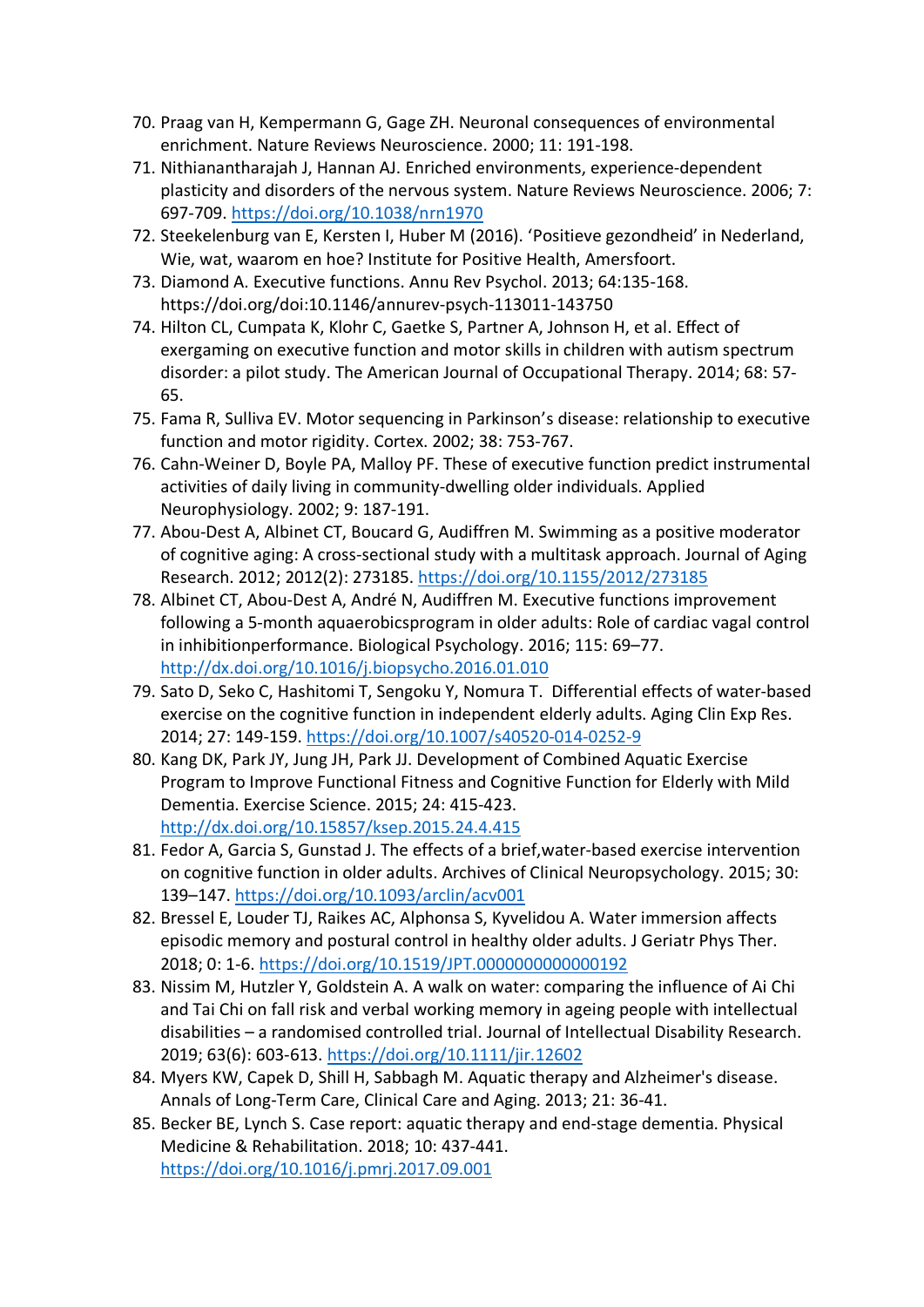70. Praag van H, Kempermann G, Gage ZH. Neuronal consequences of environmental enrichment. Nature Reviews Neuroscience. 2000; 11: 191-198.
71. Nithianantharajah J, Hannan AJ. Enriched environments, experience-dependent plasticity and disorders of the nervous system. Nature Reviews Neuroscience. 2006; 7: 697-709. https://doi.org/10.1038/nrn1970
72. Steekelenburg van E, Kersten I, Huber M (2016). 'Positieve gezondheid' in Nederland, Wie, wat, waarom en hoe? Institute for Positive Health, Amersfoort.
73. Diamond A. Executive functions. Annu Rev Psychol. 2013; 64:135-168. https://doi.org/doi:10.1146/annurev-psych-113011-143750
74. Hilton CL, Cumpata K, Klohr C, Gaetke S, Partner A, Johnson H, et al. Effect of exergaming on executive function and motor skills in children with autism spectrum disorder: a pilot study. The American Journal of Occupational Therapy. 2014; 68: 57-65.
75. Fama R, Sulliva EV. Motor sequencing in Parkinson's disease: relationship to executive function and motor rigidity. Cortex. 2002; 38: 753-767.
76. Cahn-Weiner D, Boyle PA, Malloy PF. These of executive function predict instrumental activities of daily living in community-dwelling older individuals. Applied Neurophysiology. 2002; 9: 187-191.
77. Abou-Dest A, Albinet CT, Boucard G, Audiffren M. Swimming as a positive moderator of cognitive aging: A cross-sectional study with a multitask approach. Journal of Aging Research. 2012; 2012(2): 273185. https://doi.org/10.1155/2012/273185
78. Albinet CT, Abou-Dest A, André N, Audiffren M. Executive functions improvement following a 5-month aquaerobicsprogram in older adults: Role of cardiac vagal control in inhibitionperformance. Biological Psychology. 2016; 115: 69–77. http://dx.doi.org/10.1016/j.biopsycho.2016.01.010
79. Sato D, Seko C, Hashitomi T, Sengoku Y, Nomura T. Differential effects of water-based exercise on the cognitive function in independent elderly adults. Aging Clin Exp Res. 2014; 27: 149-159. https://doi.org/10.1007/s40520-014-0252-9
80. Kang DK, Park JY, Jung JH, Park JJ. Development of Combined Aquatic Exercise Program to Improve Functional Fitness and Cognitive Function for Elderly with Mild Dementia. Exercise Science. 2015; 24: 415-423. http://dx.doi.org/10.15857/ksep.2015.24.4.415
81. Fedor A, Garcia S, Gunstad J. The effects of a brief,water-based exercise intervention on cognitive function in older adults. Archives of Clinical Neuropsychology. 2015; 30: 139–147. https://doi.org/10.1093/arclin/acv001
82. Bressel E, Louder TJ, Raikes AC, Alphonsa S, Kyvelidou A. Water immersion affects episodic memory and postural control in healthy older adults. J Geriatr Phys Ther. 2018; 0: 1-6. https://doi.org/10.1519/JPT.0000000000000192
83. Nissim M, Hutzler Y, Goldstein A. A walk on water: comparing the influence of Ai Chi and Tai Chi on fall risk and verbal working memory in ageing people with intellectual disabilities – a randomised controlled trial. Journal of Intellectual Disability Research. 2019; 63(6): 603-613. https://doi.org/10.1111/jir.12602
84. Myers KW, Capek D, Shill H, Sabbagh M. Aquatic therapy and Alzheimer's disease. Annals of Long-Term Care, Clinical Care and Aging. 2013; 21: 36-41.
85. Becker BE, Lynch S. Case report: aquatic therapy and end-stage dementia. Physical Medicine & Rehabilitation. 2018; 10: 437-441. https://doi.org/10.1016/j.pmrj.2017.09.001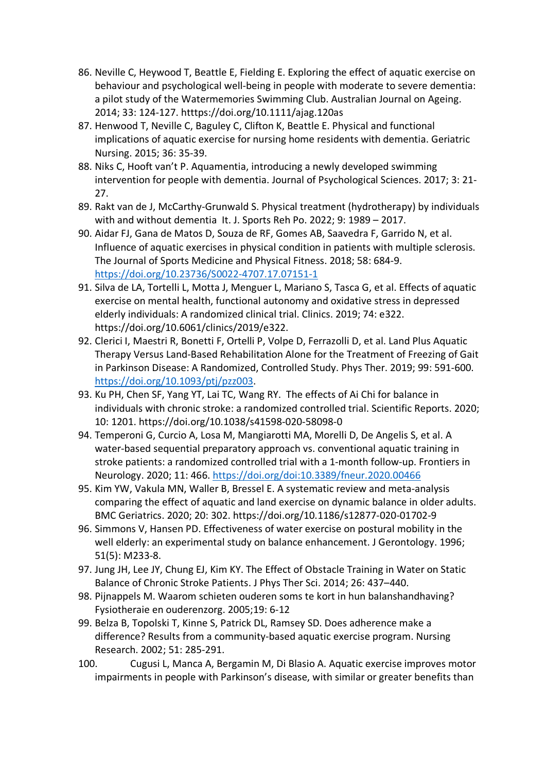86. Neville C, Heywood T, Beattle E, Fielding E. Exploring the effect of aquatic exercise on behaviour and psychological well-being in people with moderate to severe dementia: a pilot study of the Watermemories Swimming Club. Australian Journal on Ageing. 2014; 33: 124-127. htttps://doi.org/10.1111/ajag.120as
87. Henwood T, Neville C, Baguley C, Clifton K, Beattle E. Physical and functional implications of aquatic exercise for nursing home residents with dementia. Geriatric Nursing. 2015; 36: 35-39.
88. Niks C, Hooft van't P. Aquamentia, introducing a newly developed swimming intervention for people with dementia. Journal of Psychological Sciences. 2017; 3: 21-27.
89. Rakt van de J, McCarthy-Grunwald S. Physical treatment (hydrotherapy) by individuals with and without dementia It. J. Sports Reh Po. 2022; 9: 1989 – 2017.
90. Aidar FJ, Gana de Matos D, Souza de RF, Gomes AB, Saavedra F, Garrido N, et al. Influence of aquatic exercises in physical condition in patients with multiple sclerosis. The Journal of Sports Medicine and Physical Fitness. 2018; 58: 684-9. https://doi.org/10.23736/S0022-4707.17.07151-1
91. Silva de LA, Tortelli L, Motta J, Menguer L, Mariano S, Tasca G, et al. Effects of aquatic exercise on mental health, functional autonomy and oxidative stress in depressed elderly individuals: A randomized clinical trial. Clinics. 2019; 74: e322. https://doi.org/10.6061/clinics/2019/e322.
92. Clerici I, Maestri R, Bonetti F, Ortelli P, Volpe D, Ferrazolli D, et al. Land Plus Aquatic Therapy Versus Land-Based Rehabilitation Alone for the Treatment of Freezing of Gait in Parkinson Disease: A Randomized, Controlled Study. Phys Ther. 2019; 99: 591-600. https://doi.org/10.1093/ptj/pzz003.
93. Ku PH, Chen SF, Yang YT, Lai TC, Wang RY. The effects of Ai Chi for balance in individuals with chronic stroke: a randomized controlled trial. Scientific Reports. 2020; 10: 1201. https://doi.org/10.1038/s41598-020-58098-0
94. Temperoni G, Curcio A, Losa M, Mangiarotti MA, Morelli D, De Angelis S, et al. A water-based sequential preparatory approach vs. conventional aquatic training in stroke patients: a randomized controlled trial with a 1-month follow-up. Frontiers in Neurology. 2020; 11: 466. https://doi.org/doi:10.3389/fneur.2020.00466
95. Kim YW, Vakula MN, Waller B, Bressel E. A systematic review and meta-analysis comparing the effect of aquatic and land exercise on dynamic balance in older adults. BMC Geriatrics. 2020; 20: 302. https://doi.org/10.1186/s12877-020-01702-9
96. Simmons V, Hansen PD. Effectiveness of water exercise on postural mobility in the well elderly: an experimental study on balance enhancement. J Gerontology. 1996; 51(5): M233-8.
97. Jung JH, Lee JY, Chung EJ, Kim KY. The Effect of Obstacle Training in Water on Static Balance of Chronic Stroke Patients. J Phys Ther Sci. 2014; 26: 437–440.
98. Pijnappels M. Waarom schieten ouderen soms te kort in hun balanshandhaving? Fysiotheraie en ouderenzorg. 2005;19: 6-12
99. Belza B, Topolski T, Kinne S, Patrick DL, Ramsey SD. Does adherence make a difference? Results from a community-based aquatic exercise program. Nursing Research. 2002; 51: 285-291.
100. Cugusi L, Manca A, Bergamin M, Di Blasio A. Aquatic exercise improves motor impairments in people with Parkinson's disease, with similar or greater benefits than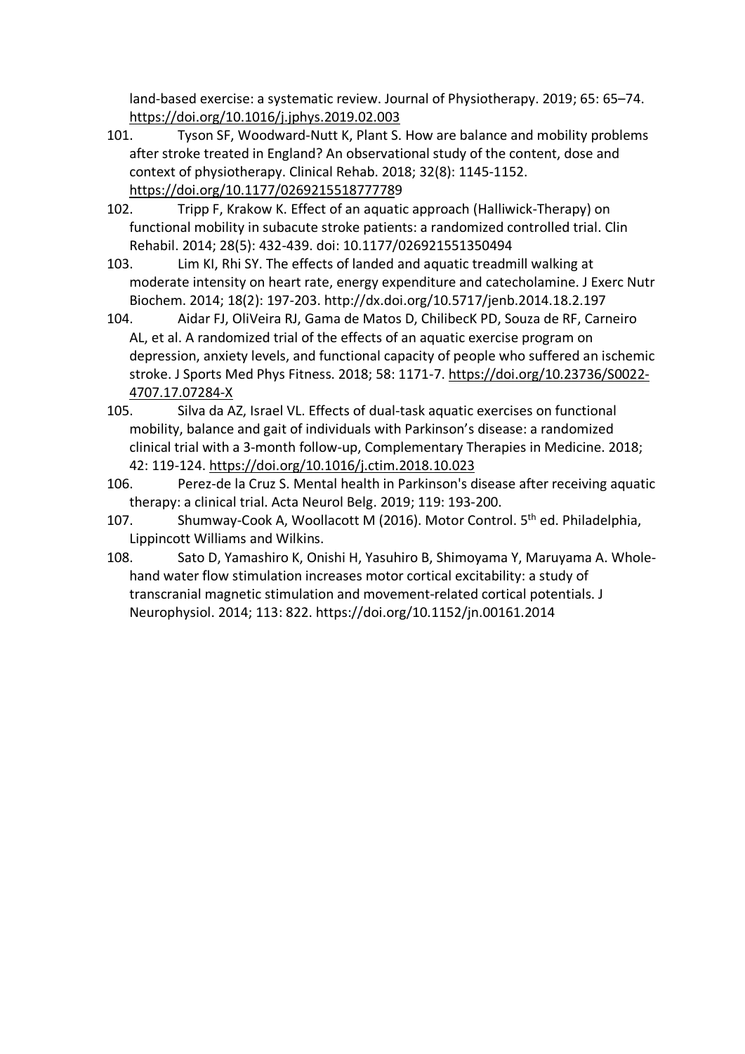land-based exercise: a systematic review. Journal of Physiotherapy. 2019; 65: 65–74. https://doi.org/10.1016/j.jphys.2019.02.003

101. Tyson SF, Woodward-Nutt K, Plant S. How are balance and mobility problems after stroke treated in England? An observational study of the content, dose and context of physiotherapy. Clinical Rehab. 2018; 32(8): 1145-1152. https://doi.org/10.1177/0269215518777789

102. Tripp F, Krakow K. Effect of an aquatic approach (Halliwick-Therapy) on functional mobility in subacute stroke patients: a randomized controlled trial. Clin Rehabil. 2014; 28(5): 432-439. doi: 10.1177/026921551350494

103. Lim KI, Rhi SY. The effects of landed and aquatic treadmill walking at moderate intensity on heart rate, energy expenditure and catecholamine. J Exerc Nutr Biochem. 2014; 18(2): 197-203. http://dx.doi.org/10.5717/jenb.2014.18.2.197

104. Aidar FJ, OliVeira RJ, Gama de Matos D, ChilibecK PD, Souza de RF, Carneiro AL, et al. A randomized trial of the effects of an aquatic exercise program on depression, anxiety levels, and functional capacity of people who suffered an ischemic stroke. J Sports Med Phys Fitness. 2018; 58: 1171-7. https://doi.org/10.23736/S0022-4707.17.07284-X

105. Silva da AZ, Israel VL. Effects of dual-task aquatic exercises on functional mobility, balance and gait of individuals with Parkinson's disease: a randomized clinical trial with a 3-month follow-up, Complementary Therapies in Medicine. 2018; 42: 119-124. https://doi.org/10.1016/j.ctim.2018.10.023

106. Perez-de la Cruz S. Mental health in Parkinson's disease after receiving aquatic therapy: a clinical trial. Acta Neurol Belg. 2019; 119: 193-200.

107. Shumway-Cook A, Woollacott M (2016). Motor Control. 5th ed. Philadelphia, Lippincott Williams and Wilkins.

108. Sato D, Yamashiro K, Onishi H, Yasuhiro B, Shimoyama Y, Maruyama A. Whole-hand water flow stimulation increases motor cortical excitability: a study of transcranial magnetic stimulation and movement-related cortical potentials. J Neurophysiol. 2014; 113: 822. https://doi.org/10.1152/jn.00161.2014